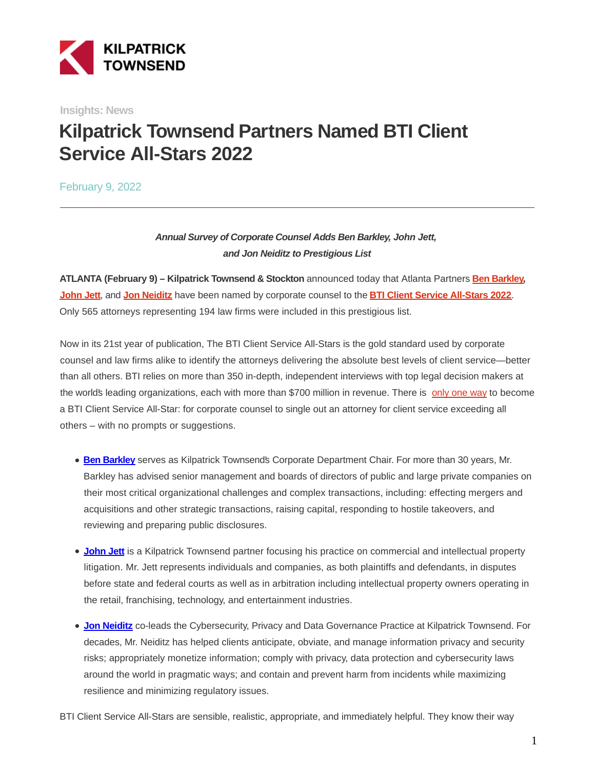KILPATRICK TOWNSEND

Insights: News

# Kilpatrick Townsend Partners Named BTI Client Service All-Stars 2022

February 9, 2022

---

***Annual Survey of Corporate Counsel Adds Ben Barkley, John Jett, and Jon Neiditz to Prestigious List***

**ATLANTA (February 9) – Kilpatrick Townsend & Stockton** announced today that Atlanta Partners **Ben Barkley**, **John Jett**, and **Jon Neiditz** have been named by corporate counsel to the **BTI Client Service All-Stars 2022**. Only 565 attorneys representing 194 law firms were included in this prestigious list.

Now in its 21st year of publication, The BTI Client Service All-Stars is the gold standard used by corporate counsel and law firms alike to identify the attorneys delivering the absolute best levels of client service—better than all others. BTI relies on more than 350 in-depth, independent interviews with top legal decision makers at the world's leading organizations, each with more than $700 million in revenue. There is only one way to become a BTI Client Service All-Star: for corporate counsel to single out an attorney for client service exceeding all others – with no prompts or suggestions.

- **Ben Barkley** serves as Kilpatrick Townsend's Corporate Department Chair. For more than 30 years, Mr. Barkley has advised senior management and boards of directors of public and large private companies on their most critical organizational challenges and complex transactions, including: effecting mergers and acquisitions and other strategic transactions, raising capital, responding to hostile takeovers, and reviewing and preparing public disclosures.
- **John Jett** is a Kilpatrick Townsend partner focusing his practice on commercial and intellectual property litigation. Mr. Jett represents individuals and companies, as both plaintiffs and defendants, in disputes before state and federal courts as well as in arbitration including intellectual property owners operating in the retail, franchising, technology, and entertainment industries.
- **Jon Neiditz** co-leads the Cybersecurity, Privacy and Data Governance Practice at Kilpatrick Townsend. For decades, Mr. Neiditz has helped clients anticipate, obviate, and manage information privacy and security risks; appropriately monetize information; comply with privacy, data protection and cybersecurity laws around the world in pragmatic ways; and contain and prevent harm from incidents while maximizing resilience and minimizing regulatory issues.

BTI Client Service All-Stars are sensible, realistic, appropriate, and immediately helpful. They know their way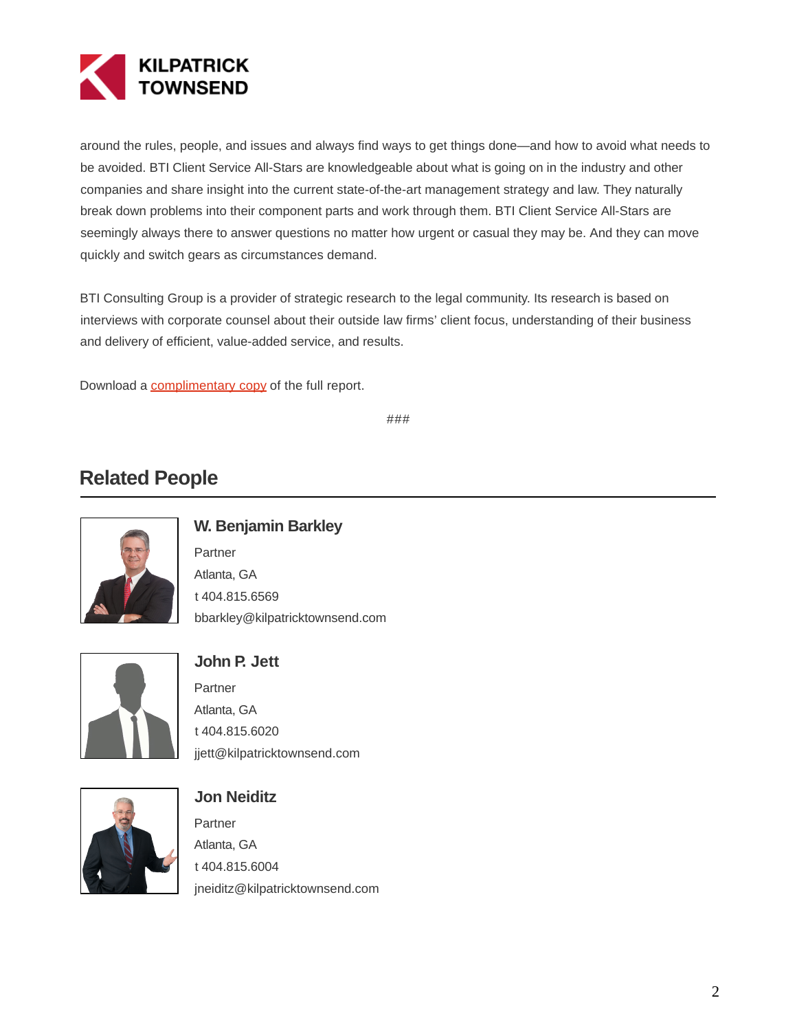around the rules, people, and issues and always find ways to get things done—and how to avoid what needs to be avoided. BTI Client Service All-Stars are knowledgeable about what is going on in the industry and other companies and share insight into the current state-of-the-art management strategy and law. They naturally break down problems into their component parts and work through them. BTI Client Service All-Stars are seemingly always there to answer questions no matter how urgent or casual they may be. And they can move quickly and switch gears as circumstances demand.

BTI Consulting Group is a provider of strategic research to the legal community. Its research is based on interviews with corporate counsel about their outside law firms' client focus, understanding of their business and delivery of efficient, value-added service, and results.

Download a complimentary copy of the full report.

###

## Related People

### W. Benjamin Barkley

Partner

Atlanta, GA

t 404.815.6569

bbarkley@kilpatricktownsend.com

### John P. Jett

Partner

Atlanta, GA

t 404.815.6020

jjett@kilpatricktownsend.com

### Jon Neiditz

Partner

Atlanta, GA

t 404.815.6004

jneiditz@kilpatricktownsend.com